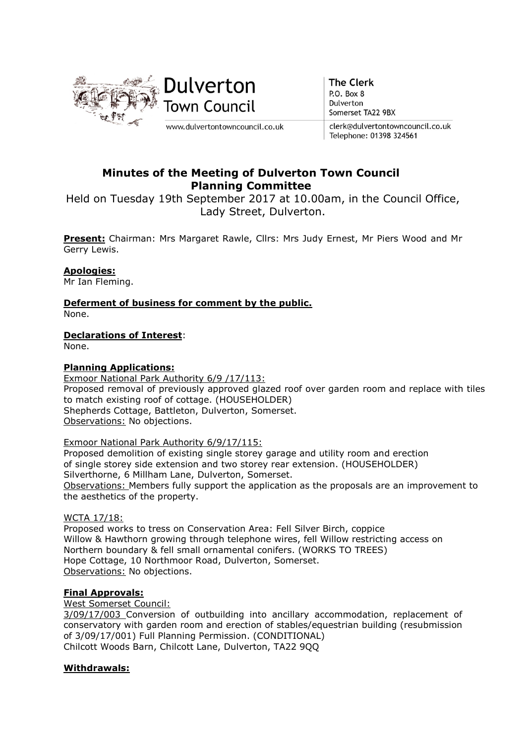Dulverton Town Council

www.dulvertontowncouncil.co.uk

**The Clerk**
P.O. Box 8
Dulverton
Somerset TA22 9BX

clerk@dulvertontowncouncil.co.uk
Telephone: 01398 324561

# Minutes of the Meeting of Dulverton Town Council Planning Committee

Held on Tuesday 19th September 2017 at 10.00am, in the Council Office, Lady Street, Dulverton.

**Present:** Chairman: Mrs Margaret Rawle, Cllrs: Mrs Judy Ernest, Mr Piers Wood and Mr Gerry Lewis.

**Apologies:**
Mr Ian Fleming.

**Deferment of business for comment by the public.**
None.

**Declarations of Interest**:
None.

**Planning Applications:**

Exmoor National Park Authority 6/9 /17/113:
Proposed removal of previously approved glazed roof over garden room and replace with tiles to match existing roof of cottage. (HOUSEHOLDER)
Shepherds Cottage, Battleton, Dulverton, Somerset.
Observations: No objections.

Exmoor National Park Authority 6/9/17/115:
Proposed demolition of existing single storey garage and utility room and erection of single storey side extension and two storey rear extension. (HOUSEHOLDER)
Silverthorne, 6 Millham Lane, Dulverton, Somerset.
Observations: Members fully support the application as the proposals are an improvement to the aesthetics of the property.

WCTA 17/18:
Proposed works to tress on Conservation Area: Fell Silver Birch, coppice Willow & Hawthorn growing through telephone wires, fell Willow restricting access on Northern boundary & fell small ornamental conifers. (WORKS TO TREES)
Hope Cottage, 10 Northmoor Road, Dulverton, Somerset.
Observations: No objections.

**Final Approvals:**

West Somerset Council:
3/09/17/003 Conversion of outbuilding into ancillary accommodation, replacement of conservatory with garden room and erection of stables/equestrian building (resubmission of 3/09/17/001) Full Planning Permission. (CONDITIONAL)
Chilcott Woods Barn, Chilcott Lane, Dulverton, TA22 9QQ

**Withdrawals:**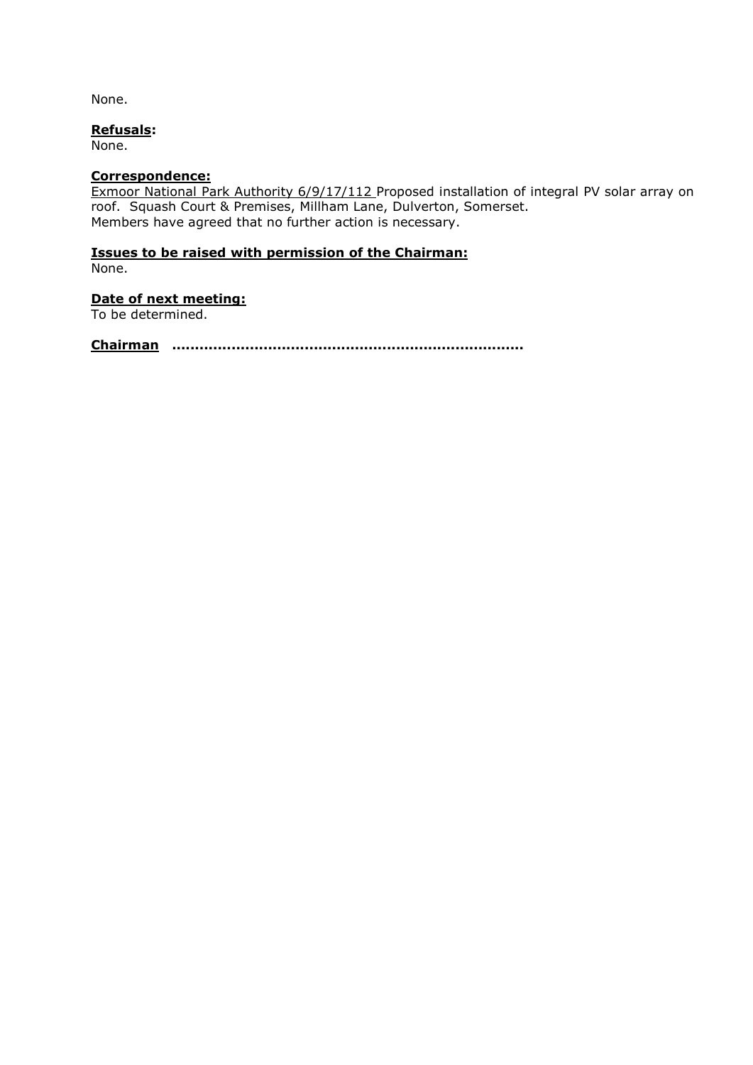None.

**Refusals:**
None.

**Correspondence:**
Exmoor National Park Authority 6/9/17/112 Proposed installation of integral PV solar array on roof. Squash Court & Premises, Millham Lane, Dulverton, Somerset.
Members have agreed that no further action is necessary.

**Issues to be raised with permission of the Chairman:**
None.

**Date of next meeting:**
To be determined.

**Chairman** ............................................................................